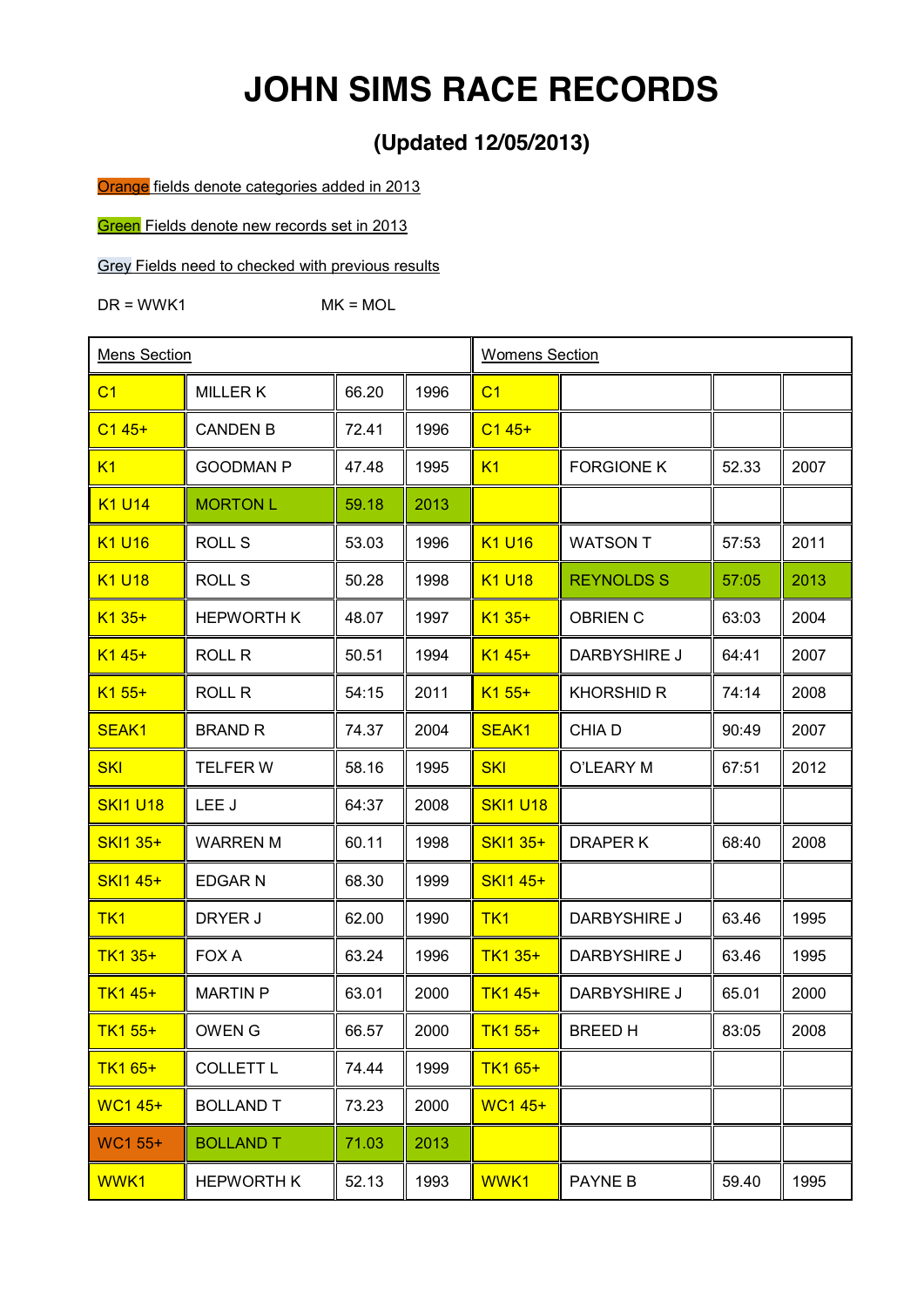# JOHN SIMS RACE RECORDS

## (Updated 12/05/2013)

Orange fields denote categories added in 2013

Green Fields denote new records set in 2013

Grey Fields need to checked with previous results

DR = WWK1 MK = MOL

| Mens Section | | | | Womens Section | | | |
|---|---|---|---|---|---|---|---|
| C1 | MILLER K | 66.20 | 1996 | C1 | | | |
| C1 45+ | CANDEN B | 72.41 | 1996 | C1 45+ | | | |
| K1 | GOODMAN P | 47.48 | 1995 | K1 | FORGIONE K | 52.33 | 2007 |
| K1 U14 | MORTON L | 59.18 | 2013 | | | | |
| K1 U16 | ROLL S | 53.03 | 1996 | K1 U16 | WATSON T | 57:53 | 2011 |
| K1 U18 | ROLL S | 50.28 | 1998 | K1 U18 | REYNOLDS S | 57:05 | 2013 |
| K1 35+ | HEPWORTH K | 48.07 | 1997 | K1 35+ | OBRIEN C | 63:03 | 2004 |
| K1 45+ | ROLL R | 50.51 | 1994 | K1 45+ | DARBYSHIRE J | 64:41 | 2007 |
| K1 55+ | ROLL R | 54:15 | 2011 | K1 55+ | KHORSHID R | 74:14 | 2008 |
| SEAK1 | BRAND R | 74.37 | 2004 | SEAK1 | CHIA D | 90:49 | 2007 |
| SKI | TELFER W | 58.16 | 1995 | SKI | O'LEARY M | 67:51 | 2012 |
| SKI1 U18 | LEE J | 64:37 | 2008 | SKI1 U18 | | | |
| SKI1 35+ | WARREN M | 60.11 | 1998 | SKI1 35+ | DRAPER K | 68:40 | 2008 |
| SKI1 45+ | EDGAR N | 68.30 | 1999 | SKI1 45+ | | | |
| TK1 | DRYER J | 62.00 | 1990 | TK1 | DARBYSHIRE J | 63.46 | 1995 |
| TK1 35+ | FOX A | 63.24 | 1996 | TK1 35+ | DARBYSHIRE J | 63.46 | 1995 |
| TK1 45+ | MARTIN P | 63.01 | 2000 | TK1 45+ | DARBYSHIRE J | 65.01 | 2000 |
| TK1 55+ | OWEN G | 66.57 | 2000 | TK1 55+ | BREED H | 83:05 | 2008 |
| TK1 65+ | COLLETT L | 74.44 | 1999 | TK1 65+ | | | |
| WC1 45+ | BOLLAND T | 73.23 | 2000 | WC1 45+ | | | |
| WC1 55+ | BOLLAND T | 71.03 | 2013 | | | | |
| WWK1 | HEPWORTH K | 52.13 | 1993 | WWK1 | PAYNE B | 59.40 | 1995 |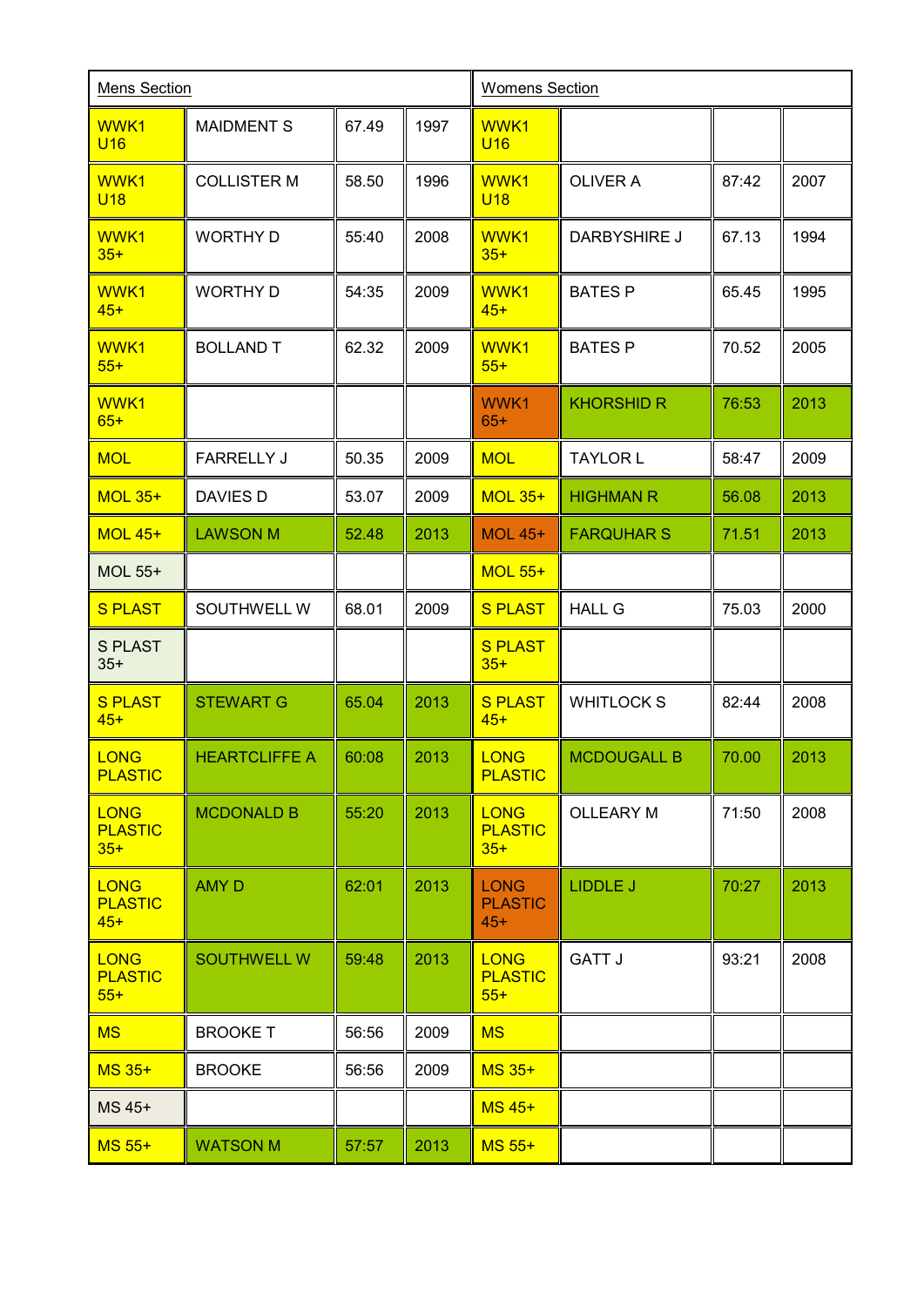| Mens Section | | | | Womens Section | | | |
|---|---|---|---|---|---|---|---|
| WWK1 U16 | MAIDMENT S | 67.49 | 1997 | WWK1 U16 | | | |
| WWK1 U18 | COLLISTER M | 58.50 | 1996 | WWK1 U18 | OLIVER A | 87:42 | 2007 |
| WWK1 35+ | WORTHY D | 55:40 | 2008 | WWK1 35+ | DARBYSHIRE J | 67.13 | 1994 |
| WWK1 45+ | WORTHY D | 54:35 | 2009 | WWK1 45+ | BATES P | 65.45 | 1995 |
| WWK1 55+ | BOLLAND T | 62.32 | 2009 | WWK1 55+ | BATES P | 70.52 | 2005 |
| WWK1 65+ | | | | WWK1 65+ | KHORSHID R | 76:53 | 2013 |
| MOL | FARRELLY J | 50.35 | 2009 | MOL | TAYLOR L | 58:47 | 2009 |
| MOL 35+ | DAVIES D | 53.07 | 2009 | MOL 35+ | HIGHMAN R | 56.08 | 2013 |
| MOL 45+ | LAWSON M | 52.48 | 2013 | MOL 45+ | FARQUHAR S | 71.51 | 2013 |
| MOL 55+ | | | | MOL 55+ | | | |
| S PLAST | SOUTHWELL W | 68.01 | 2009 | S PLAST | HALL G | 75.03 | 2000 |
| S PLAST 35+ | | | | S PLAST 35+ | | | |
| S PLAST 45+ | STEWART G | 65.04 | 2013 | S PLAST 45+ | WHITLOCK S | 82:44 | 2008 |
| LONG PLASTIC | HEARTCLIFFE A | 60:08 | 2013 | LONG PLASTIC | MCDOUGALL B | 70.00 | 2013 |
| LONG PLASTIC 35+ | MCDONALD B | 55:20 | 2013 | LONG PLASTIC 35+ | OLLEARY M | 71:50 | 2008 |
| LONG PLASTIC 45+ | AMY D | 62:01 | 2013 | LONG PLASTIC 45+ | LIDDLE J | 70:27 | 2013 |
| LONG PLASTIC 55+ | SOUTHWELL W | 59:48 | 2013 | LONG PLASTIC 55+ | GATT J | 93:21 | 2008 |
| MS | BROOKE T | 56:56 | 2009 | MS | | | |
| MS 35+ | BROOKE | 56:56 | 2009 | MS 35+ | | | |
| MS 45+ | | | | MS 45+ | | | |
| MS 55+ | WATSON M | 57:57 | 2013 | MS 55+ | | | |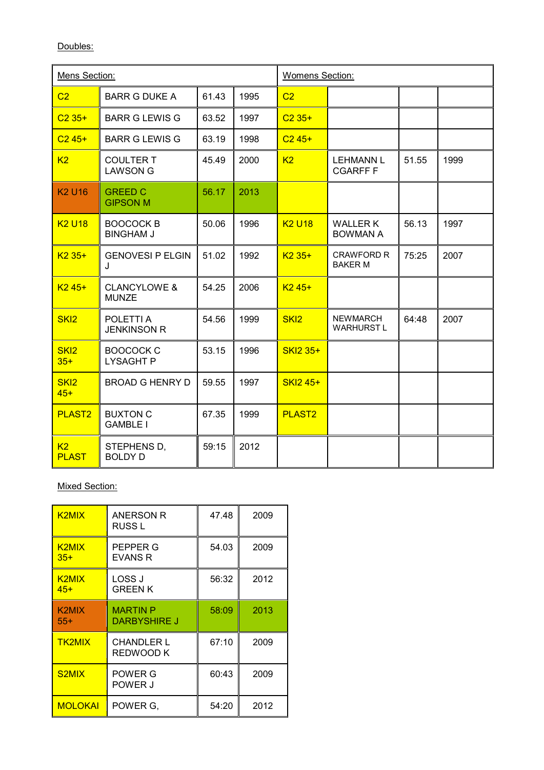Doubles:

| Mens Section: | | | | Womens Section: | | | |
|---|---|---|---|---|---|---|---|
| C2 | BARR G DUKE A | 61.43 | 1995 | C2 | | | |
| C2 35+ | BARR G LEWIS G | 63.52 | 1997 | C2 35+ | | | |
| C2 45+ | BARR G LEWIS G | 63.19 | 1998 | C2 45+ | | | |
| K2 | COULTER T LAWSON G | 45.49 | 2000 | K2 | LEHMANN L CGARFF F | 51.55 | 1999 |
| K2 U16 | GREED C GIPSON M | 56.17 | 2013 | | | | |
| K2 U18 | BOOCOCK B BINGHAM J | 50.06 | 1996 | K2 U18 | WALLER K BOWMAN A | 56.13 | 1997 |
| K2 35+ | GENOVESI P ELGIN J | 51.02 | 1992 | K2 35+ | CRAWFORD R BAKER M | 75:25 | 2007 |
| K2 45+ | CLANCYLOWE & MUNZE | 54.25 | 2006 | K2 45+ | | | |
| SKI2 | POLETTI A JENKINSON R | 54.56 | 1999 | SKI2 | NEWMARCH WARHURST L | 64:48 | 2007 |
| SKI2 35+ | BOOCOCK C LYSAGHT P | 53.15 | 1996 | SKI2 35+ | | | |
| SKI2 45+ | BROAD G HENRY D | 59.55 | 1997 | SKI2 45+ | | | |
| PLAST2 | BUXTON C GAMBLE I | 67.35 | 1999 | PLAST2 | | | |
| K2 PLAST | STEPHENS D, BOLDY D | 59:15 | 2012 | | | | |

Mixed Section:

| | | | |
|---|---|---|---|
| K2MIX | ANERSON R RUSS L | 47.48 | 2009 |
| K2MIX 35+ | PEPPER G EVANS R | 54.03 | 2009 |
| K2MIX 45+ | LOSS J GREEN K | 56:32 | 2012 |
| K2MIX 55+ | MARTIN P DARBYSHIRE J | 58:09 | 2013 |
| TK2MIX | CHANDLER L REDWOOD K | 67:10 | 2009 |
| S2MIX | POWER G POWER J | 60:43 | 2009 |
| MOLOKAI | POWER G, | 54:20 | 2012 |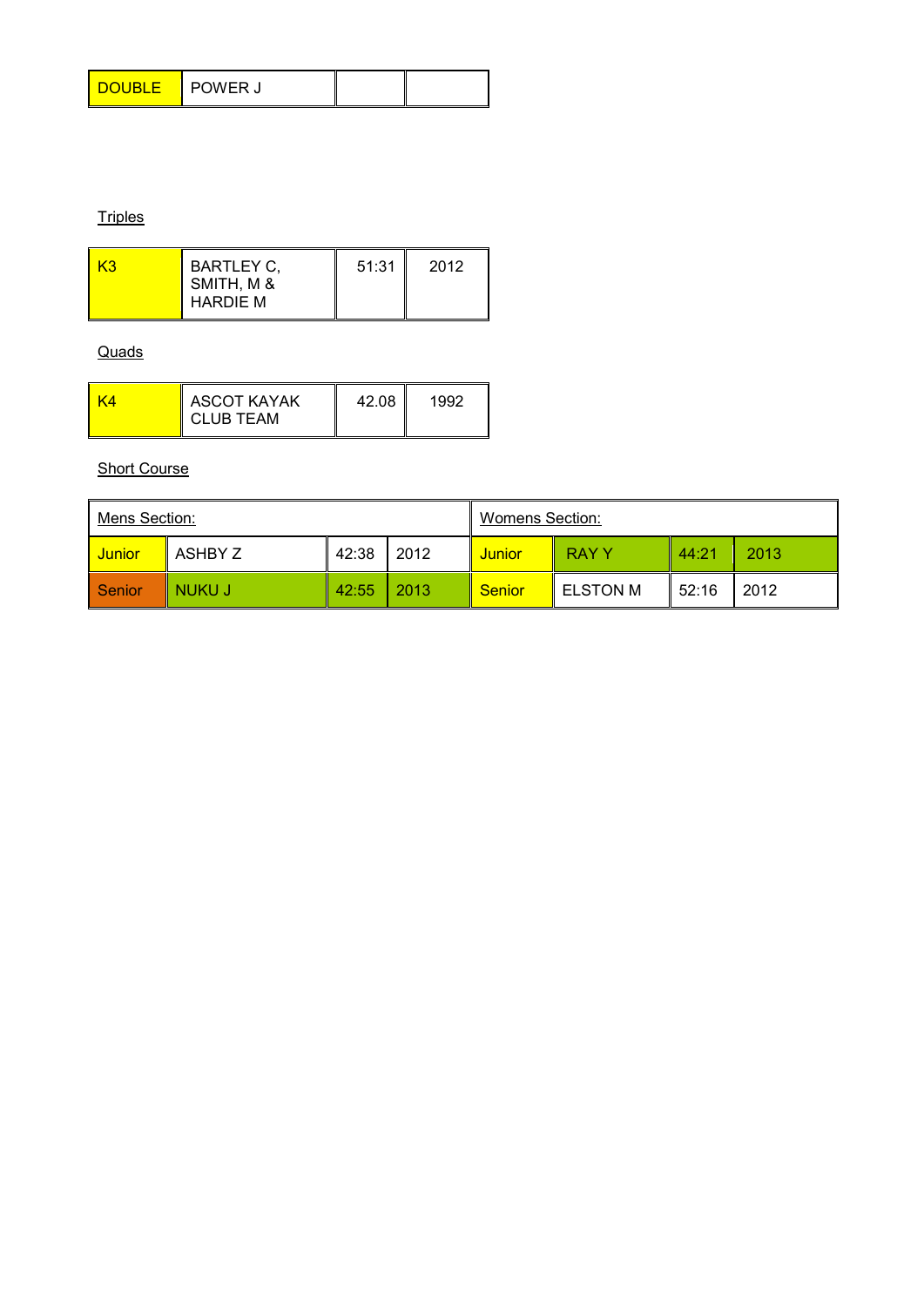| | | | |
|---|---|---|---|
| DOUBLE | POWER J | | |

Triples

| | | | |
|---|---|---|---|
| K3 | BARTLEY C, SMITH, M & HARDIE M | 51:31 | 2012 |

Quads

| | | | |
|---|---|---|---|
| K4 | ASCOT KAYAK CLUB TEAM | 42.08 | 1992 |

Short Course

| Mens Section: | | | | Womens Section: | | | |
|---|---|---|---|---|---|---|---|
| Junior | ASHBY Z | 42:38 | 2012 | Junior | RAY Y | 44:21 | 2013 |
| Senior | NUKU J | 42:55 | 2013 | Senior | ELSTON M | 52:16 | 2012 |